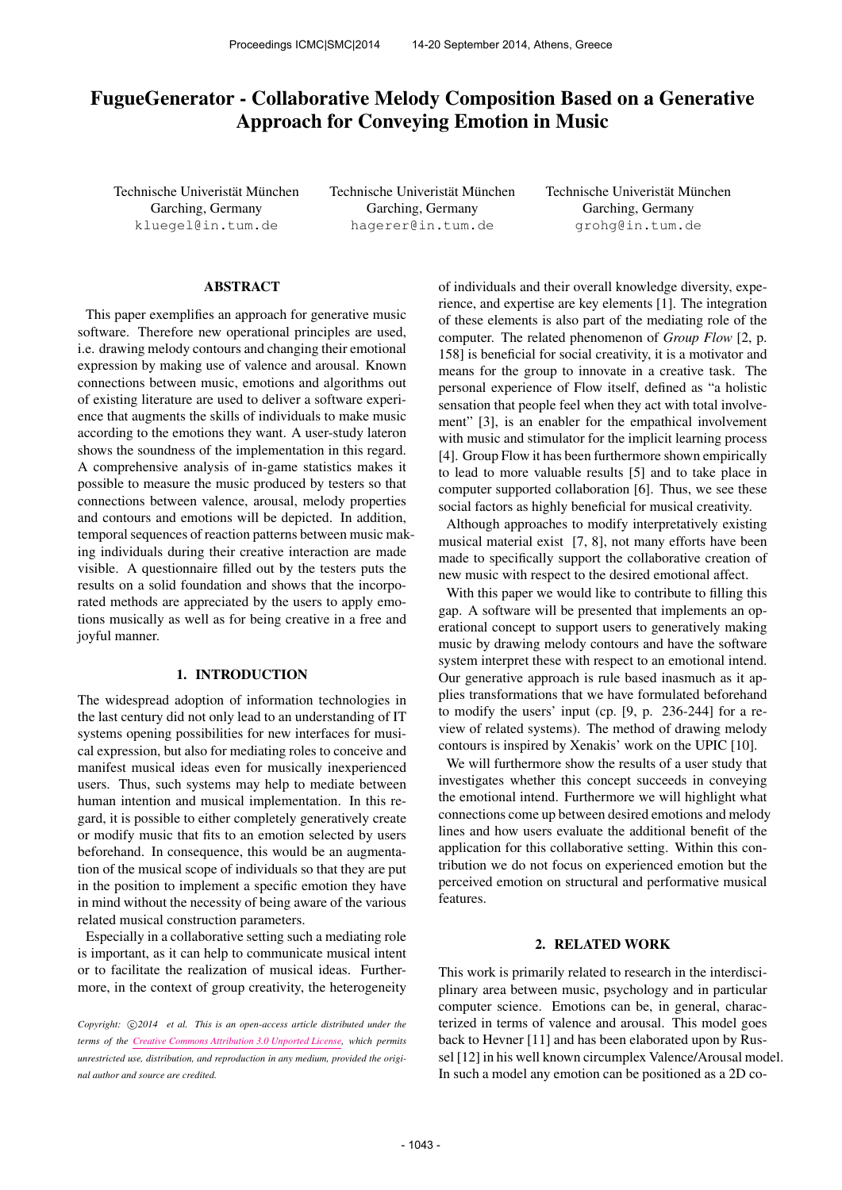# FugueGenerator - Collaborative Melody Composition Based on a Generative Approach for Conveying Emotion in Music

Technische Univeristät München
Garching, Germany
kluegel@in.tum.de

Technische Univeristät München
Garching, Germany
hagerer@in.tum.de

Technische Univeristät München
Garching, Germany
grohg@in.tum.de

## ABSTRACT

This paper exemplifies an approach for generative music software. Therefore new operational principles are used, i.e. drawing melody contours and changing their emotional expression by making use of valence and arousal. Known connections between music, emotions and algorithms out of existing literature are used to deliver a software experience that augments the skills of individuals to make music according to the emotions they want. A user-study lateron shows the soundness of the implementation in this regard. A comprehensive analysis of in-game statistics makes it possible to measure the music produced by testers so that connections between valence, arousal, melody properties and contours and emotions will be depicted. In addition, temporal sequences of reaction patterns between music making individuals during their creative interaction are made visible. A questionnaire filled out by the testers puts the results on a solid foundation and shows that the incorporated methods are appreciated by the users to apply emotions musically as well as for being creative in a free and joyful manner.

## 1. INTRODUCTION

The widespread adoption of information technologies in the last century did not only lead to an understanding of IT systems opening possibilities for new interfaces for musical expression, but also for mediating roles to conceive and manifest musical ideas even for musically inexperienced users. Thus, such systems may help to mediate between human intention and musical implementation. In this regard, it is possible to either completely generatively create or modify music that fits to an emotion selected by users beforehand. In consequence, this would be an augmentation of the musical scope of individuals so that they are put in the position to implement a specific emotion they have in mind without the necessity of being aware of the various related musical construction parameters.

Especially in a collaborative setting such a mediating role is important, as it can help to communicate musical intent or to facilitate the realization of musical ideas. Furthermore, in the context of group creativity, the heterogeneity of individuals and their overall knowledge diversity, experience, and expertise are key elements [1]. The integration of these elements is also part of the mediating role of the computer. The related phenomenon of *Group Flow* [2, p. 158] is beneficial for social creativity, it is a motivator and means for the group to innovate in a creative task. The personal experience of Flow itself, defined as "a holistic sensation that people feel when they act with total involvement" [3], is an enabler for the empathical involvement with music and stimulator for the implicit learning process [4]. Group Flow it has been furthermore shown empirically to lead to more valuable results [5] and to take place in computer supported collaboration [6]. Thus, we see these social factors as highly beneficial for musical creativity.

Although approaches to modify interpretatively existing musical material exist [7, 8], not many efforts have been made to specifically support the collaborative creation of new music with respect to the desired emotional affect.

With this paper we would like to contribute to filling this gap. A software will be presented that implements an operational concept to support users to generatively making music by drawing melody contours and have the software system interpret these with respect to an emotional intend. Our generative approach is rule based inasmuch as it applies transformations that we have formulated beforehand to modify the users' input (cp. [9, p. 236-244] for a review of related systems). The method of drawing melody contours is inspired by Xenakis' work on the UPIC [10].

We will furthermore show the results of a user study that investigates whether this concept succeeds in conveying the emotional intend. Furthermore we will highlight what connections come up between desired emotions and melody lines and how users evaluate the additional benefit of the application for this collaborative setting. Within this contribution we do not focus on experienced emotion but the perceived emotion on structural and performative musical features.

## 2. RELATED WORK

This work is primarily related to research in the interdisciplinary area between music, psychology and in particular computer science. Emotions can be, in general, characterized in terms of valence and arousal. This model goes back to Hevner [11] and has been elaborated upon by Russel [12] in his well known circumplex Valence/Arousal model. In such a model any emotion can be positioned as a 2D co-

*Copyright: ©2014 et al. This is an open-access article distributed under the terms of the Creative Commons Attribution 3.0 Unported License, which permits unrestricted use, distribution, and reproduction in any medium, provided the original author and source are credited.*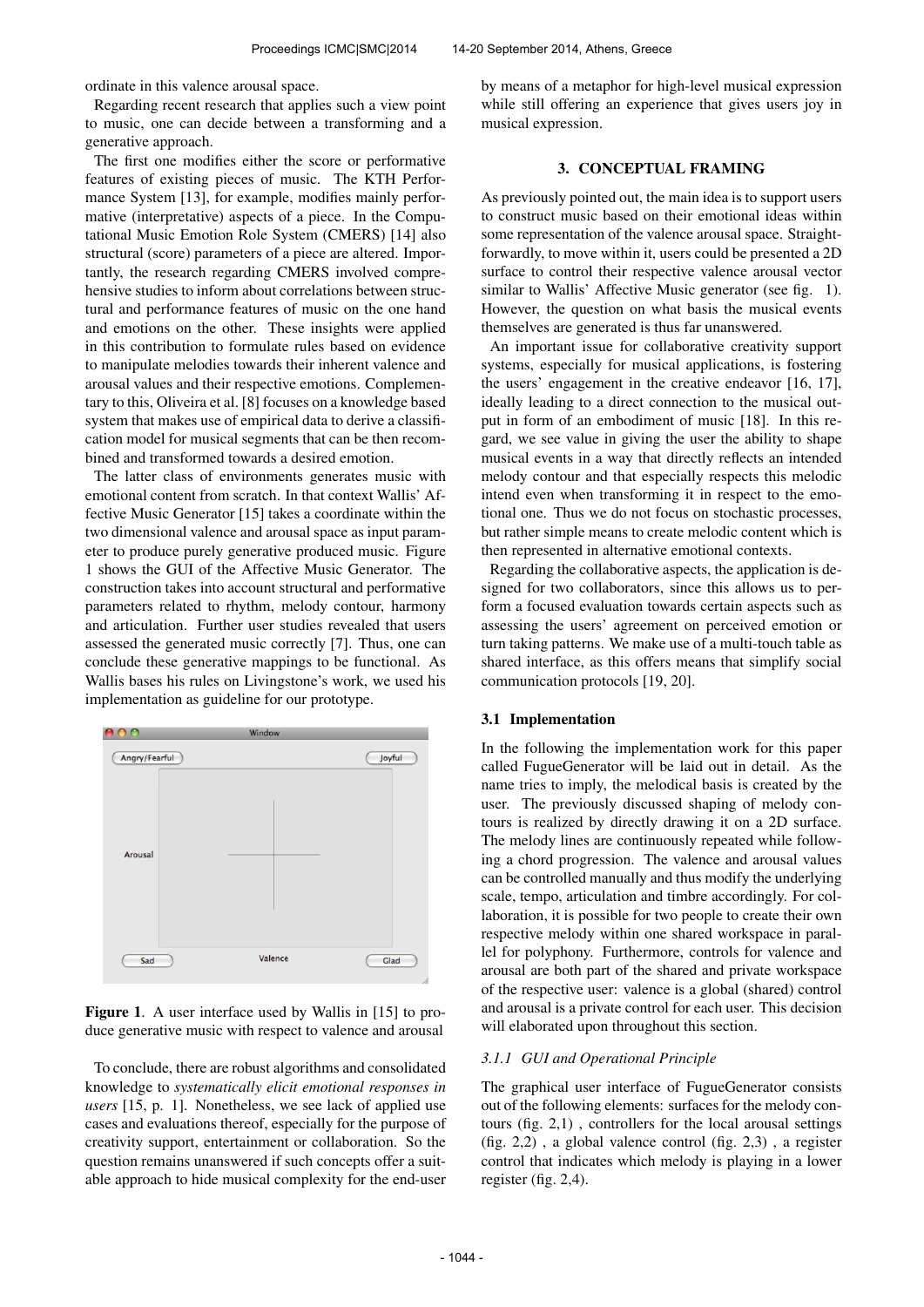ordinate in this valence arousal space.

Regarding recent research that applies such a view point to music, one can decide between a transforming and a generative approach.

The first one modifies either the score or performative features of existing pieces of music. The KTH Performance System [13], for example, modifies mainly performative (interpretative) aspects of a piece. In the Computational Music Emotion Role System (CMERS) [14] also structural (score) parameters of a piece are altered. Importantly, the research regarding CMERS involved comprehensive studies to inform about correlations between structural and performance features of music on the one hand and emotions on the other. These insights were applied in this contribution to formulate rules based on evidence to manipulate melodies towards their inherent valence and arousal values and their respective emotions. Complementary to this, Oliveira et al. [8] focuses on a knowledge based system that makes use of empirical data to derive a classification model for musical segments that can be then recombined and transformed towards a desired emotion.

The latter class of environments generates music with emotional content from scratch. In that context Wallis' Affective Music Generator [15] takes a coordinate within the two dimensional valence and arousal space as input parameter to produce purely generative produced music. Figure 1 shows the GUI of the Affective Music Generator. The construction takes into account structural and performative parameters related to rhythm, melody contour, harmony and articulation. Further user studies revealed that users assessed the generated music correctly [7]. Thus, one can conclude these generative mappings to be functional. As Wallis bases his rules on Livingstone's work, we used his implementation as guideline for our prototype.

**Figure 1**. A user interface used by Wallis in [15] to produce generative music with respect to valence and arousal

To conclude, there are robust algorithms and consolidated knowledge to *systematically elicit emotional responses in users* [15, p. 1]. Nonetheless, we see lack of applied use cases and evaluations thereof, especially for the purpose of creativity support, entertainment or collaboration. So the question remains unanswered if such concepts offer a suitable approach to hide musical complexity for the end-user by means of a metaphor for high-level musical expression while still offering an experience that gives users joy in musical expression.

## 3. CONCEPTUAL FRAMING

As previously pointed out, the main idea is to support users to construct music based on their emotional ideas within some representation of the valence arousal space. Straightforwardly, to move within it, users could be presented a 2D surface to control their respective valence arousal vector similar to Wallis' Affective Music generator (see fig. 1). However, the question on what basis the musical events themselves are generated is thus far unanswered.

An important issue for collaborative creativity support systems, especially for musical applications, is fostering the users' engagement in the creative endeavor [16, 17], ideally leading to a direct connection to the musical output in form of an embodiment of music [18]. In this regard, we see value in giving the user the ability to shape musical events in a way that directly reflects an intended melody contour and that especially respects this melodic intend even when transforming it in respect to the emotional one. Thus we do not focus on stochastic processes, but rather simple means to create melodic content which is then represented in alternative emotional contexts.

Regarding the collaborative aspects, the application is designed for two collaborators, since this allows us to perform a focused evaluation towards certain aspects such as assessing the users' agreement on perceived emotion or turn taking patterns. We make use of a multi-touch table as shared interface, as this offers means that simplify social communication protocols [19, 20].

### 3.1 Implementation

In the following the implementation work for this paper called FugueGenerator will be laid out in detail. As the name tries to imply, the melodical basis is created by the user. The previously discussed shaping of melody contours is realized by directly drawing it on a 2D surface. The melody lines are continuously repeated while following a chord progression. The valence and arousal values can be controlled manually and thus modify the underlying scale, tempo, articulation and timbre accordingly. For collaboration, it is possible for two people to create their own respective melody within one shared workspace in parallel for polyphony. Furthermore, controls for valence and arousal are both part of the shared and private workspace of the respective user: valence is a global (shared) control and arousal is a private control for each user. This decision will elaborated upon throughout this section.

#### *3.1.1 GUI and Operational Principle*

The graphical user interface of FugueGenerator consists out of the following elements: surfaces for the melody contours (fig. 2,1) , controllers for the local arousal settings (fig. 2,2) , a global valence control (fig. 2,3) , a register control that indicates which melody is playing in a lower register (fig. 2,4).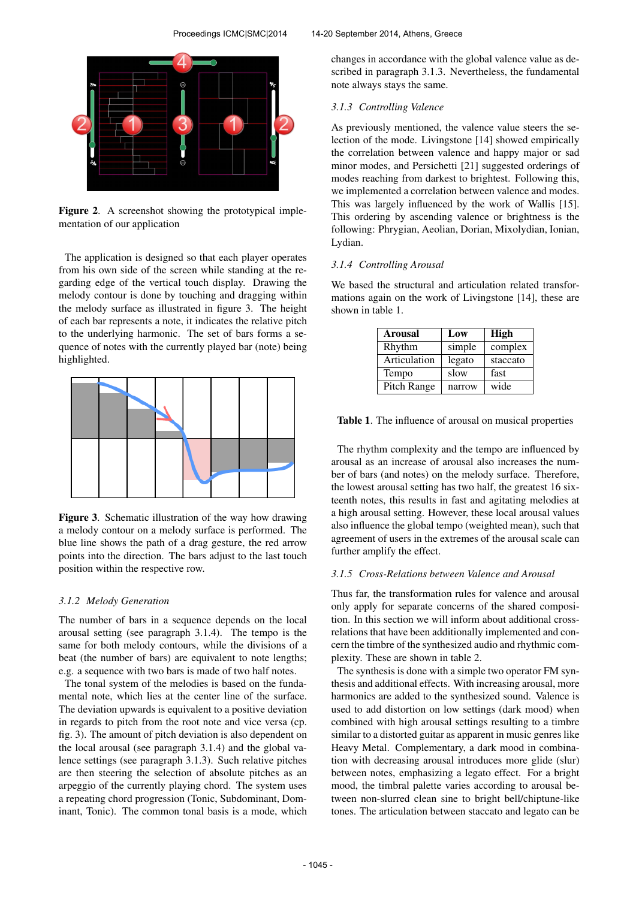**Figure 2**. A screenshot showing the prototypical implementation of our application

The application is designed so that each player operates from his own side of the screen while standing at the regarding edge of the vertical touch display. Drawing the melody contour is done by touching and dragging within the melody surface as illustrated in figure 3. The height of each bar represents a note, it indicates the relative pitch to the underlying harmonic. The set of bars forms a sequence of notes with the currently played bar (note) being highlighted.

**Figure 3**. Schematic illustration of the way how drawing a melody contour on a melody surface is performed. The blue line shows the path of a drag gesture, the red arrow points into the direction. The bars adjust to the last touch position within the respective row.

### 3.1.2 Melody Generation

The number of bars in a sequence depends on the local arousal setting (see paragraph 3.1.4). The tempo is the same for both melody contours, while the divisions of a beat (the number of bars) are equivalent to note lengths; e.g. a sequence with two bars is made of two half notes.

The tonal system of the melodies is based on the fundamental note, which lies at the center line of the surface. The deviation upwards is equivalent to a positive deviation in regards to pitch from the root note and vice versa (cp. fig. 3). The amount of pitch deviation is also dependent on the local arousal (see paragraph 3.1.4) and the global valence settings (see paragraph 3.1.3). Such relative pitches are then steering the selection of absolute pitches as an arpeggio of the currently playing chord. The system uses a repeating chord progression (Tonic, Subdominant, Dominant, Tonic). The common tonal basis is a mode, which changes in accordance with the global valence value as described in paragraph 3.1.3. Nevertheless, the fundamental note always stays the same.

### 3.1.3 Controlling Valence

As previously mentioned, the valence value steers the selection of the mode. Livingstone [14] showed empirically the correlation between valence and happy major or sad minor modes, and Persichetti [21] suggested orderings of modes reaching from darkest to brightest. Following this, we implemented a correlation between valence and modes. This was largely influenced by the work of Wallis [15]. This ordering by ascending valence or brightness is the following: Phrygian, Aeolian, Dorian, Mixolydian, Ionian, Lydian.

### 3.1.4 Controlling Arousal

We based the structural and articulation related transformations again on the work of Livingstone [14], these are shown in table 1.

| **Arousal** | **Low** | **High** |
|---|---|---|
| Rhythm | simple | complex |
| Articulation | legato | staccato |
| Tempo | slow | fast |
| Pitch Range | narrow | wide |

**Table 1**. The influence of arousal on musical properties

The rhythm complexity and the tempo are influenced by arousal as an increase of arousal also increases the number of bars (and notes) on the melody surface. Therefore, the lowest arousal setting has two half, the greatest 16 sixteenth notes, this results in fast and agitating melodies at a high arousal setting. However, these local arousal values also influence the global tempo (weighted mean), such that agreement of users in the extremes of the arousal scale can further amplify the effect.

### 3.1.5 Cross-Relations between Valence and Arousal

Thus far, the transformation rules for valence and arousal only apply for separate concerns of the shared composition. In this section we will inform about additional cross-relations that have been additionally implemented and concern the timbre of the synthesized audio and rhythmic complexity. These are shown in table 2.

The synthesis is done with a simple two operator FM synthesis and additional effects. With increasing arousal, more harmonics are added to the synthesized sound. Valence is used to add distortion on low settings (dark mood) when combined with high arousal settings resulting to a timbre similar to a distorted guitar as apparent in music genres like Heavy Metal. Complementary, a dark mood in combination with decreasing arousal introduces more glide (slur) between notes, emphasizing a legato effect. For a bright mood, the timbral palette varies according to arousal between non-slurred clean sine to bright bell/chiptune-like tones. The articulation between staccato and legato can be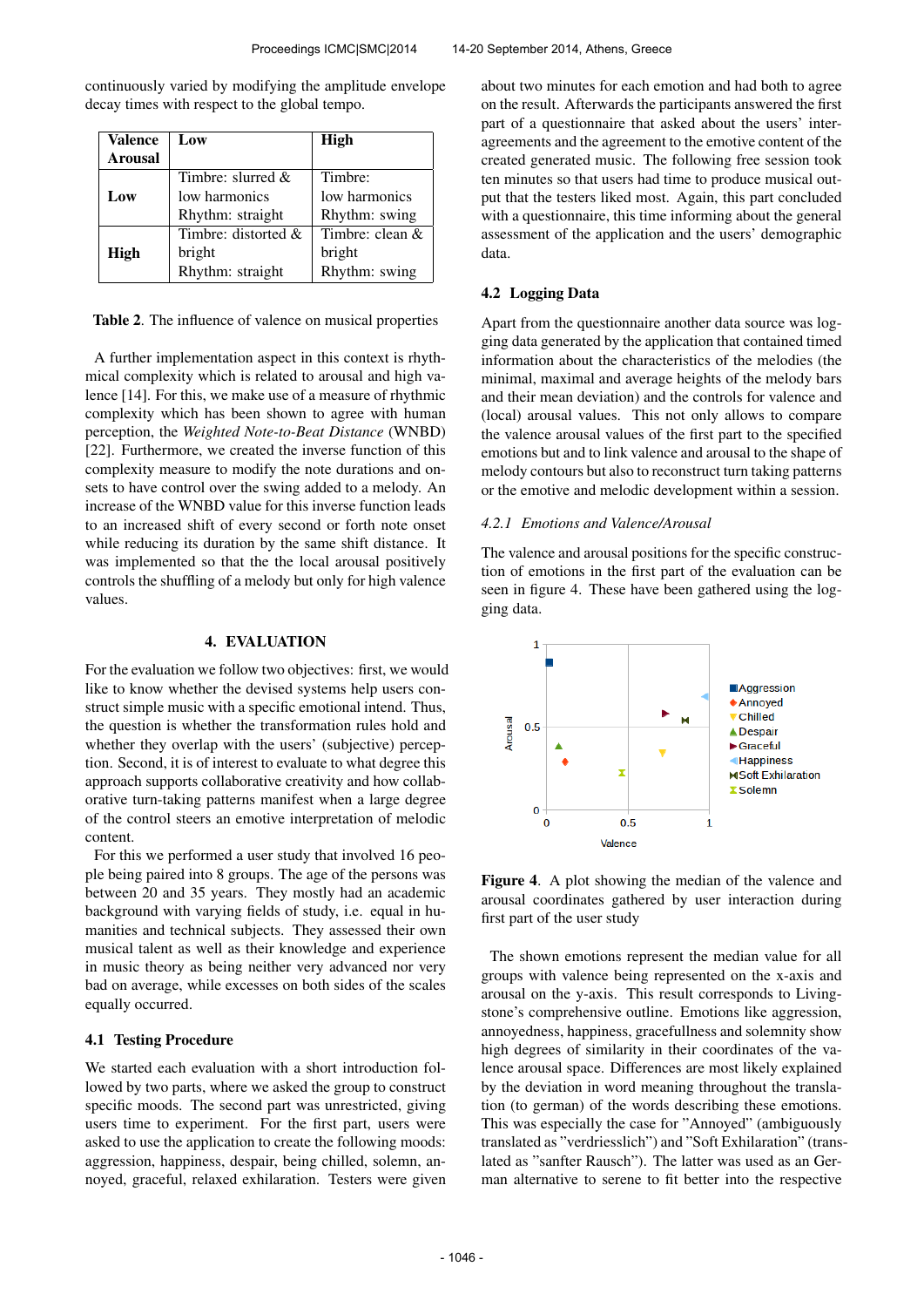continuously varied by modifying the amplitude envelope decay times with respect to the global tempo.

| Valence / Arousal | Low | High |
|---|---|---|
| **Low** | Timbre: slurred & low harmonics Rhythm: straight | Timbre: low harmonics Rhythm: swing |
| **High** | Timbre: distorted & bright Rhythm: straight | Timbre: clean & bright Rhythm: swing |

**Table 2**. The influence of valence on musical properties

A further implementation aspect in this context is rhythmical complexity which is related to arousal and high valence [14]. For this, we make use of a measure of rhythmic complexity which has been shown to agree with human perception, the *Weighted Note-to-Beat Distance* (WNBD) [22]. Furthermore, we created the inverse function of this complexity measure to modify the note durations and onsets to have control over the swing added to a melody. An increase of the WNBD value for this inverse function leads to an increased shift of every second or forth note onset while reducing its duration by the same shift distance. It was implemented so that the the local arousal positively controls the shuffling of a melody but only for high valence values.

## 4. EVALUATION

For the evaluation we follow two objectives: first, we would like to know whether the devised systems help users construct simple music with a specific emotional intend. Thus, the question is whether the transformation rules hold and whether they overlap with the users' (subjective) perception. Second, it is of interest to evaluate to what degree this approach supports collaborative creativity and how collaborative turn-taking patterns manifest when a large degree of the control steers an emotive interpretation of melodic content.

For this we performed a user study that involved 16 people being paired into 8 groups. The age of the persons was between 20 and 35 years. They mostly had an academic background with varying fields of study, i.e. equal in humanities and technical subjects. They assessed their own musical talent as well as their knowledge and experience in music theory as being neither very advanced nor very bad on average, while excesses on both sides of the scales equally occurred.

### 4.1 Testing Procedure

We started each evaluation with a short introduction followed by two parts, where we asked the group to construct specific moods. The second part was unrestricted, giving users time to experiment. For the first part, users were asked to use the application to create the following moods: aggression, happiness, despair, being chilled, solemn, annoyed, graceful, relaxed exhilaration. Testers were given about two minutes for each emotion and had both to agree on the result. Afterwards the participants answered the first part of a questionnaire that asked about the users' inter-agreements and the agreement to the emotive content of the created generated music. The following free session took ten minutes so that users had time to produce musical output that the testers liked most. Again, this part concluded with a questionnaire, this time informing about the general assessment of the application and the users' demographic data.

### 4.2 Logging Data

Apart from the questionnaire another data source was logging data generated by the application that contained timed information about the characteristics of the melodies (the minimal, maximal and average heights of the melody bars and their mean deviation) and the controls for valence and (local) arousal values. This not only allows to compare the valence arousal values of the first part to the specified emotions but and to link valence and arousal to the shape of melody contours but also to reconstruct turn taking patterns or the emotive and melodic development within a session.

#### *4.2.1 Emotions and Valence/Arousal*

The valence and arousal positions for the specific construction of emotions in the first part of the evaluation can be seen in figure 4. These have been gathered using the logging data.

**Figure 4**. A plot showing the median of the valence and arousal coordinates gathered by user interaction during first part of the user study

The shown emotions represent the median value for all groups with valence being represented on the x-axis and arousal on the y-axis. This result corresponds to Livingstone's comprehensive outline. Emotions like aggression, annoyedness, happiness, gracefullness and solemnity show high degrees of similarity in their coordinates of the valence arousal space. Differences are most likely explained by the deviation in word meaning throughout the translation (to german) of the words describing these emotions. This was especially the case for "Annoyed" (ambiguously translated as "verdriesslich") and "Soft Exhilaration" (translated as "sanfter Rausch"). The latter was used as an German alternative to serene to fit better into the respective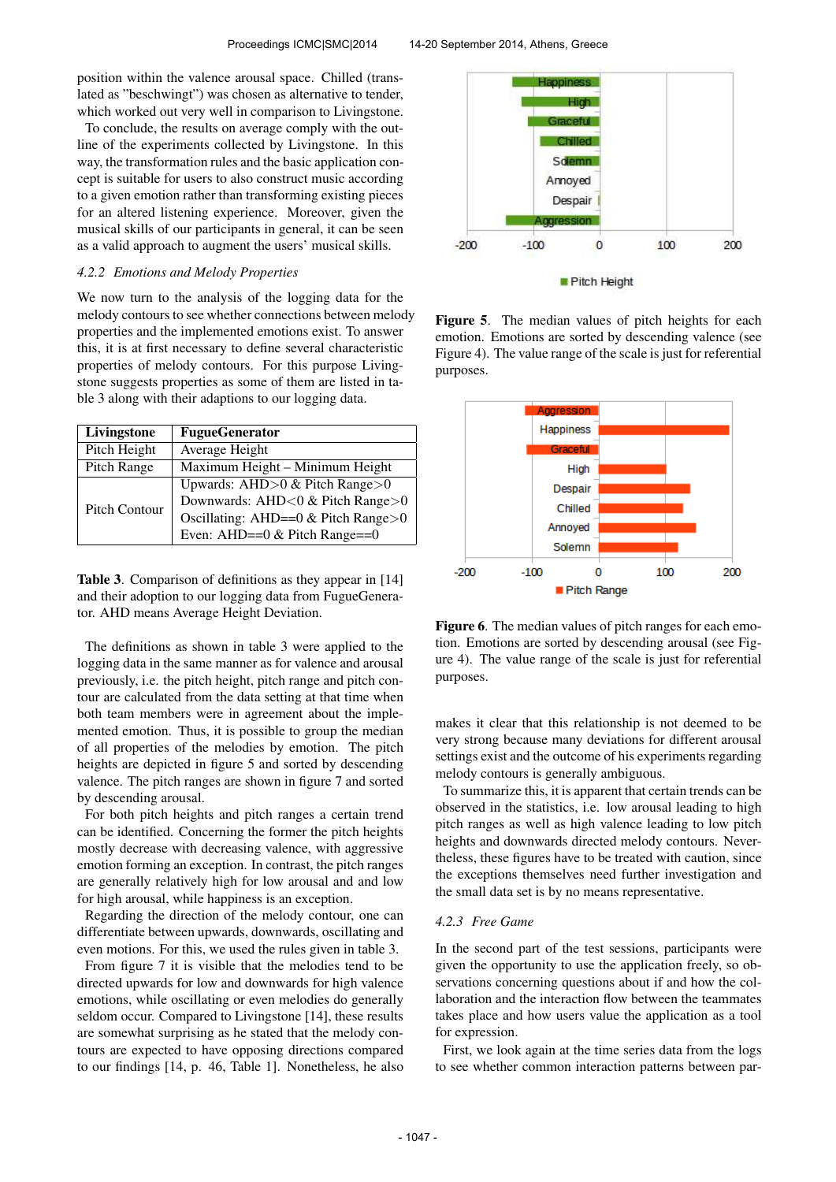position within the valence arousal space. Chilled (translated as "beschwingt") was chosen as alternative to tender, which worked out very well in comparison to Livingstone.

To conclude, the results on average comply with the outline of the experiments collected by Livingstone. In this way, the transformation rules and the basic application concept is suitable for users to also construct music according to a given emotion rather than transforming existing pieces for an altered listening experience. Moreover, given the musical skills of our participants in general, it can be seen as a valid approach to augment the users' musical skills.

### *4.2.2 Emotions and Melody Properties*

We now turn to the analysis of the logging data for the melody contours to see whether connections between melody properties and the implemented emotions exist. To answer this, it is at first necessary to define several characteristic properties of melody contours. For this purpose Livingstone suggests properties as some of them are listed in table 3 along with their adaptions to our logging data.

| Livingstone | FugueGenerator |
|---|---|
| Pitch Height | Average Height |
| Pitch Range | Maximum Height – Minimum Height |
| Pitch Contour | Upwards: AHD>0 & Pitch Range>0<br>Downwards: AHD<0 & Pitch Range>0<br>Oscillating: AHD==0 & Pitch Range>0<br>Even: AHD==0 & Pitch Range==0 |

**Table 3**. Comparison of definitions as they appear in [14] and their adoption to our logging data from FugueGenerator. AHD means Average Height Deviation.

The definitions as shown in table 3 were applied to the logging data in the same manner as for valence and arousal previously, i.e. the pitch height, pitch range and pitch contour are calculated from the data setting at that time when both team members were in agreement about the implemented emotion. Thus, it is possible to group the median of all properties of the melodies by emotion. The pitch heights are depicted in figure 5 and sorted by descending valence. The pitch ranges are shown in figure 7 and sorted by descending arousal.

For both pitch heights and pitch ranges a certain trend can be identified. Concerning the former the pitch heights mostly decrease with decreasing valence, with aggressive emotion forming an exception. In contrast, the pitch ranges are generally relatively high for low arousal and and low for high arousal, while happiness is an exception.

Regarding the direction of the melody contour, one can differentiate between upwards, downwards, oscillating and even motions. For this, we used the rules given in table 3.

From figure 7 it is visible that the melodies tend to be directed upwards for low and downwards for high valence emotions, while oscillating or even melodies do generally seldom occur. Compared to Livingstone [14], these results are somewhat surprising as he stated that the melody contours are expected to have opposing directions compared to our findings [14, p. 46, Table 1]. Nonetheless, he also

**Figure 5**. The median values of pitch heights for each emotion. Emotions are sorted by descending valence (see Figure 4). The value range of the scale is just for referential purposes.

**Figure 6**. The median values of pitch ranges for each emotion. Emotions are sorted by descending arousal (see Figure 4). The value range of the scale is just for referential purposes.

makes it clear that this relationship is not deemed to be very strong because many deviations for different arousal settings exist and the outcome of his experiments regarding melody contours is generally ambiguous.

To summarize this, it is apparent that certain trends can be observed in the statistics, i.e. low arousal leading to high pitch ranges as well as high valence leading to low pitch heights and downwards directed melody contours. Nevertheless, these figures have to be treated with caution, since the exceptions themselves need further investigation and the small data set is by no means representative.

### *4.2.3 Free Game*

In the second part of the test sessions, participants were given the opportunity to use the application freely, so observations concerning questions about if and how the collaboration and the interaction flow between the teammates takes place and how users value the application as a tool for expression.

First, we look again at the time series data from the logs to see whether common interaction patterns between par-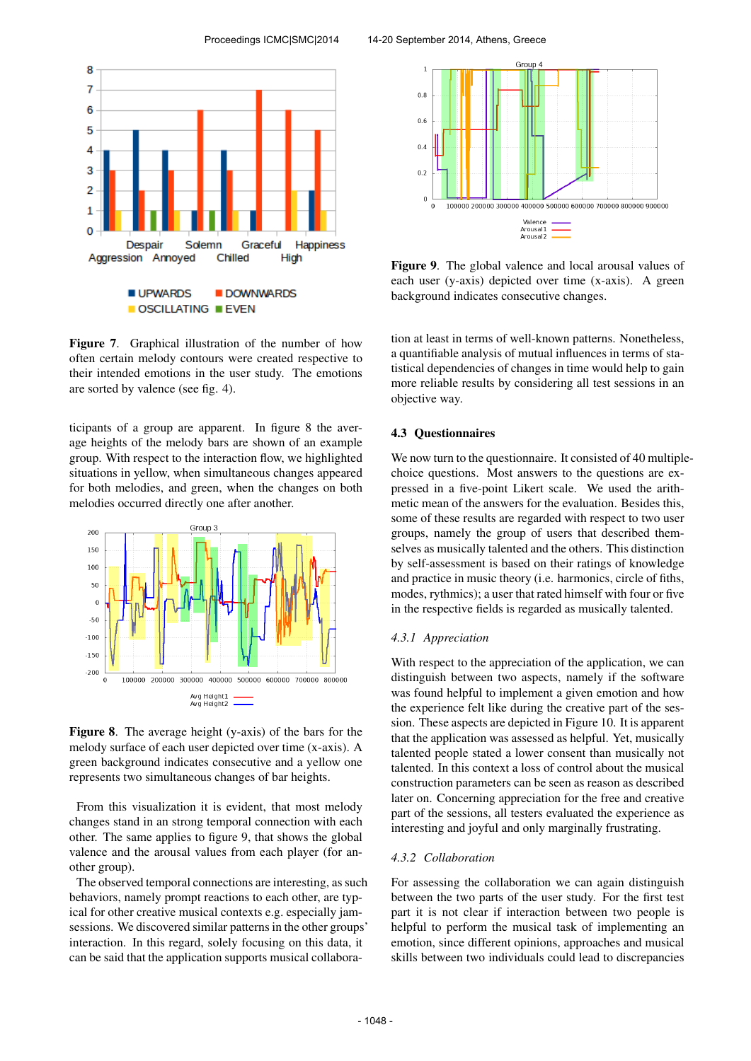**Figure 7**. Graphical illustration of the number of how often certain melody contours were created respective to their intended emotions in the user study. The emotions are sorted by valence (see fig. 4).

ticipants of a group are apparent. In figure 8 the average heights of the melody bars are shown of an example group. With respect to the interaction flow, we highlighted situations in yellow, when simultaneous changes appeared for both melodies, and green, when the changes on both melodies occurred directly one after another.

**Figure 8**. The average height (y-axis) of the bars for the melody surface of each user depicted over time (x-axis). A green background indicates consecutive and a yellow one represents two simultaneous changes of bar heights.

From this visualization it is evident, that most melody changes stand in an strong temporal connection with each other. The same applies to figure 9, that shows the global valence and the arousal values from each player (for another group).

The observed temporal connections are interesting, as such behaviors, namely prompt reactions to each other, are typical for other creative musical contexts e.g. especially jam-sessions. We discovered similar patterns in the other groups' interaction. In this regard, solely focusing on this data, it can be said that the application supports musical collaboration at least in terms of well-known patterns. Nonetheless, a quantifiable analysis of mutual influences in terms of statistical dependencies of changes in time would help to gain more reliable results by considering all test sessions in an objective way.

**Figure 9**. The global valence and local arousal values of each user (y-axis) depicted over time (x-axis). A green background indicates consecutive changes.

### 4.3 Questionnaires

We now turn to the questionnaire. It consisted of 40 multiple-choice questions. Most answers to the questions are expressed in a five-point Likert scale. We used the arithmetic mean of the answers for the evaluation. Besides this, some of these results are regarded with respect to two user groups, namely the group of users that described themselves as musically talented and the others. This distinction by self-assessment is based on their ratings of knowledge and practice in music theory (i.e. harmonics, circle of fiths, modes, rythmics); a user that rated himself with four or five in the respective fields is regarded as musically talented.

#### *4.3.1 Appreciation*

With respect to the appreciation of the application, we can distinguish between two aspects, namely if the software was found helpful to implement a given emotion and how the experience felt like during the creative part of the session. These aspects are depicted in Figure 10. It is apparent that the application was assessed as helpful. Yet, musically talented people stated a lower consent than musically not talented. In this context a loss of control about the musical construction parameters can be seen as reason as described later on. Concerning appreciation for the free and creative part of the sessions, all testers evaluated the experience as interesting and joyful and only marginally frustrating.

#### *4.3.2 Collaboration*

For assessing the collaboration we can again distinguish between the two parts of the user study. For the first test part it is not clear if interaction between two people is helpful to perform the musical task of implementing an emotion, since different opinions, approaches and musical skills between two individuals could lead to discrepancies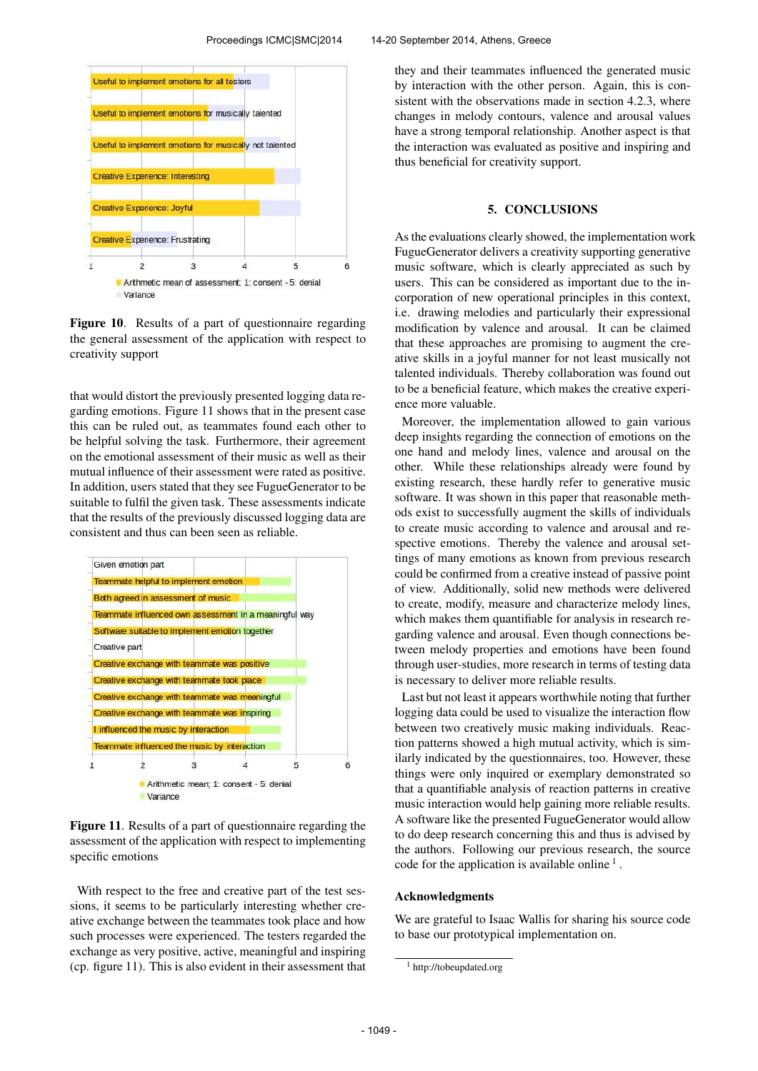Figure 10. Results of a part of questionnaire regarding the general assessment of the application with respect to creativity support

that would distort the previously presented logging data regarding emotions. Figure 11 shows that in the present case this can be ruled out, as teammates found each other to be helpful solving the task. Furthermore, their agreement on the emotional assessment of their music as well as their mutual influence of their assessment were rated as positive. In addition, users stated that they see FugueGenerator to be suitable to fulfil the given task. These assessments indicate that the results of the previously discussed logging data are consistent and thus can been seen as reliable.

Figure 11. Results of a part of questionnaire regarding the assessment of the application with respect to implementing specific emotions

With respect to the free and creative part of the test sessions, it seems to be particularly interesting whether creative exchange between the teammates took place and how such processes were experienced. The testers regarded the exchange as very positive, active, meaningful and inspiring (cp. figure 11). This is also evident in their assessment that they and their teammates influenced the generated music by interaction with the other person. Again, this is consistent with the observations made in section 4.2.3, where changes in melody contours, valence and arousal values have a strong temporal relationship. Another aspect is that the interaction was evaluated as positive and inspiring and thus beneficial for creativity support.

## 5. CONCLUSIONS

As the evaluations clearly showed, the implementation work FugueGenerator delivers a creativity supporting generative music software, which is clearly appreciated as such by users. This can be considered as important due to the incorporation of new operational principles in this context, i.e. drawing melodies and particularly their expressional modification by valence and arousal. It can be claimed that these approaches are promising to augment the creative skills in a joyful manner for not least musically not talented individuals. Thereby collaboration was found out to be a beneficial feature, which makes the creative experience more valuable.

Moreover, the implementation allowed to gain various deep insights regarding the connection of emotions on the one hand and melody lines, valence and arousal on the other. While these relationships already were found by existing research, these hardly refer to generative music software. It was shown in this paper that reasonable methods exist to successfully augment the skills of individuals to create music according to valence and arousal and respective emotions. Thereby the valence and arousal settings of many emotions as known from previous research could be confirmed from a creative instead of passive point of view. Additionally, solid new methods were delivered to create, modify, measure and characterize melody lines, which makes them quantifiable for analysis in research regarding valence and arousal. Even though connections between melody properties and emotions have been found through user-studies, more research in terms of testing data is necessary to deliver more reliable results.

Last but not least it appears worthwhile noting that further logging data could be used to visualize the interaction flow between two creatively music making individuals. Reaction patterns showed a high mutual activity, which is similarly indicated by the questionnaires, too. However, these things were only inquired or exemplary demonstrated so that a quantifiable analysis of reaction patterns in creative music interaction would help gaining more reliable results. A software like the presented FugueGenerator would allow to do deep research concerning this and thus is advised by the authors. Following our previous research, the source code for the application is available online [1].

### Acknowledgments

We are grateful to Isaac Wallis for sharing his source code to base our prototypical implementation on.

[1] http://tobeupdated.org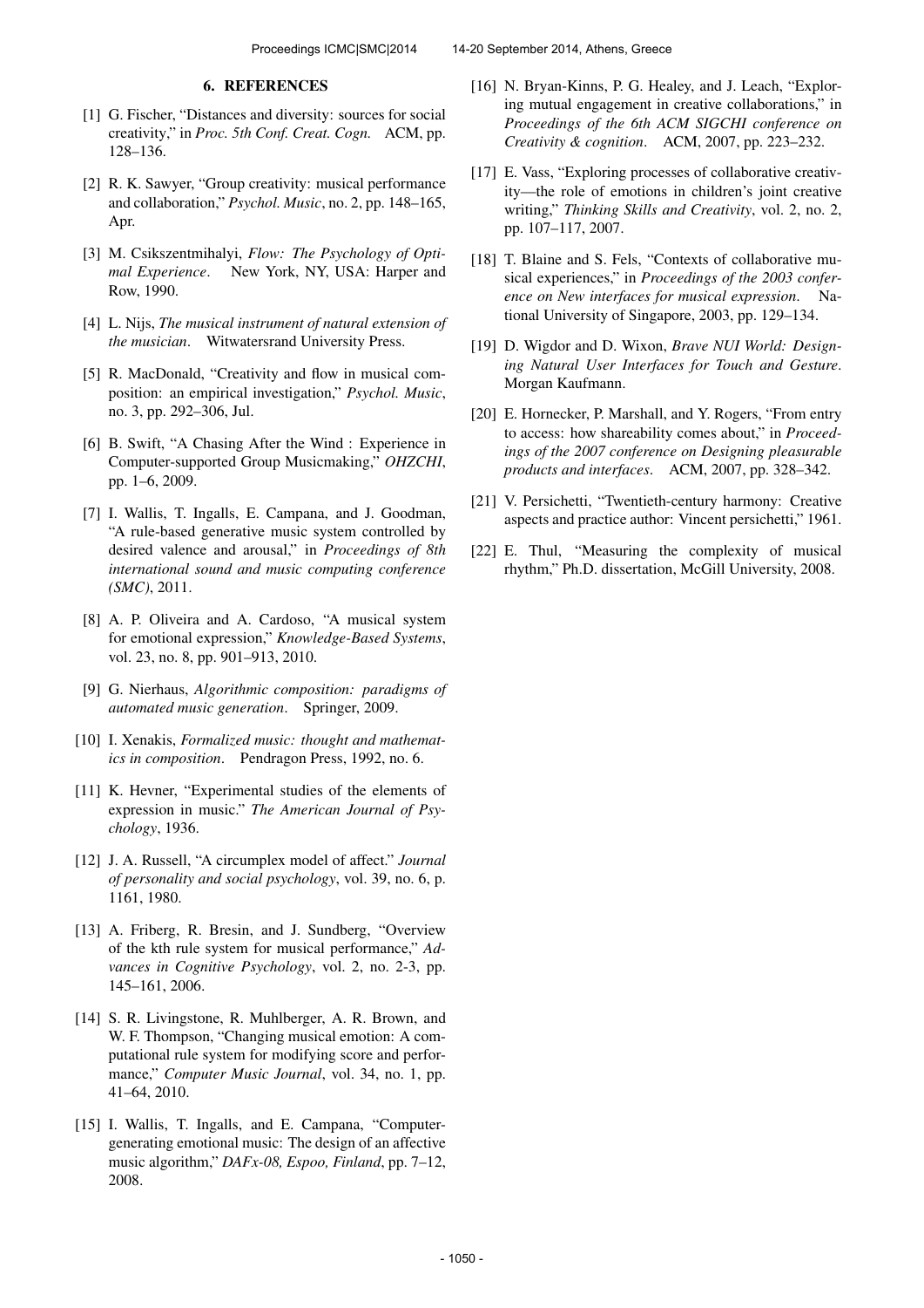## 6. REFERENCES

[1] G. Fischer, "Distances and diversity: sources for social creativity," in *Proc. 5th Conf. Creat. Cogn.* ACM, pp. 128–136.

[2] R. K. Sawyer, "Group creativity: musical performance and collaboration," *Psychol. Music*, no. 2, pp. 148–165, Apr.

[3] M. Csikszentmihalyi, *Flow: The Psychology of Optimal Experience*. New York, NY, USA: Harper and Row, 1990.

[4] L. Nijs, *The musical instrument of natural extension of the musician*. Witwatersrand University Press.

[5] R. MacDonald, "Creativity and flow in musical composition: an empirical investigation," *Psychol. Music*, no. 3, pp. 292–306, Jul.

[6] B. Swift, "A Chasing After the Wind : Experience in Computer-supported Group Musicmaking," *OHZCHI*, pp. 1–6, 2009.

[7] I. Wallis, T. Ingalls, E. Campana, and J. Goodman, "A rule-based generative music system controlled by desired valence and arousal," in *Proceedings of 8th international sound and music computing conference (SMC)*, 2011.

[8] A. P. Oliveira and A. Cardoso, "A musical system for emotional expression," *Knowledge-Based Systems*, vol. 23, no. 8, pp. 901–913, 2010.

[9] G. Nierhaus, *Algorithmic composition: paradigms of automated music generation*. Springer, 2009.

[10] I. Xenakis, *Formalized music: thought and mathematics in composition*. Pendragon Press, 1992, no. 6.

[11] K. Hevner, "Experimental studies of the elements of expression in music." *The American Journal of Psychology*, 1936.

[12] J. A. Russell, "A circumplex model of affect." *Journal of personality and social psychology*, vol. 39, no. 6, p. 1161, 1980.

[13] A. Friberg, R. Bresin, and J. Sundberg, "Overview of the kth rule system for musical performance," *Advances in Cognitive Psychology*, vol. 2, no. 2-3, pp. 145–161, 2006.

[14] S. R. Livingstone, R. Muhlberger, A. R. Brown, and W. F. Thompson, "Changing musical emotion: A computational rule system for modifying score and performance," *Computer Music Journal*, vol. 34, no. 1, pp. 41–64, 2010.

[15] I. Wallis, T. Ingalls, and E. Campana, "Computer-generating emotional music: The design of an affective music algorithm," *DAFx-08, Espoo, Finland*, pp. 7–12, 2008.

[16] N. Bryan-Kinns, P. G. Healey, and J. Leach, "Exploring mutual engagement in creative collaborations," in *Proceedings of the 6th ACM SIGCHI conference on Creativity & cognition*. ACM, 2007, pp. 223–232.

[17] E. Vass, "Exploring processes of collaborative creativity—the role of emotions in children's joint creative writing," *Thinking Skills and Creativity*, vol. 2, no. 2, pp. 107–117, 2007.

[18] T. Blaine and S. Fels, "Contexts of collaborative musical experiences," in *Proceedings of the 2003 conference on New interfaces for musical expression*. National University of Singapore, 2003, pp. 129–134.

[19] D. Wigdor and D. Wixon, *Brave NUI World: Designing Natural User Interfaces for Touch and Gesture*. Morgan Kaufmann.

[20] E. Hornecker, P. Marshall, and Y. Rogers, "From entry to access: how shareability comes about," in *Proceedings of the 2007 conference on Designing pleasurable products and interfaces*. ACM, 2007, pp. 328–342.

[21] V. Persichetti, "Twentieth-century harmony: Creative aspects and practice author: Vincent persichetti," 1961.

[22] E. Thul, "Measuring the complexity of musical rhythm," Ph.D. dissertation, McGill University, 2008.